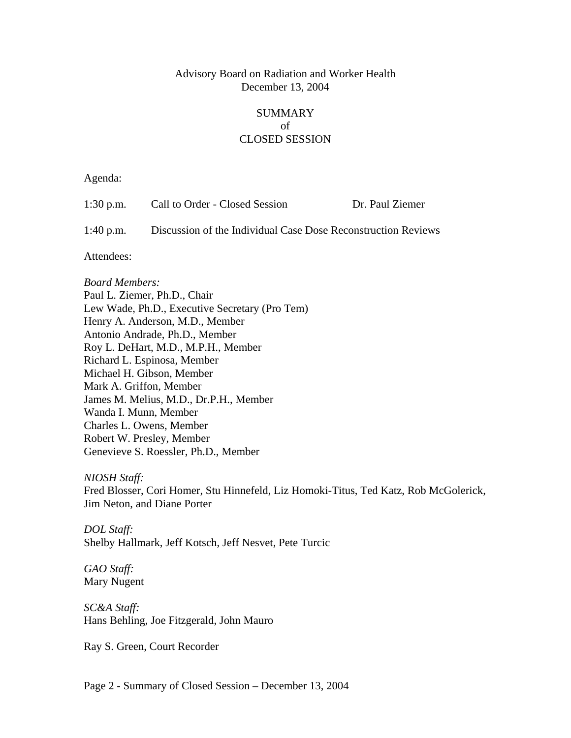Advisory Board on Radiation and Worker Health
December 13, 2004

# SUMMARY
# of
# CLOSED SESSION

Agenda:

| | | |
|---|---|---|
| 1:30 p.m. | Call to Order - Closed Session | Dr. Paul Ziemer |
| 1:40 p.m. | Discussion of the Individual Case Dose Reconstruction Reviews | |

Attendees:

*Board Members:*
Paul L. Ziemer, Ph.D., Chair
Lew Wade, Ph.D., Executive Secretary (Pro Tem)
Henry A. Anderson, M.D., Member
Antonio Andrade, Ph.D., Member
Roy L. DeHart, M.D., M.P.H., Member
Richard L. Espinosa, Member
Michael H. Gibson, Member
Mark A. Griffon, Member
James M. Melius, M.D., Dr.P.H., Member
Wanda I. Munn, Member
Charles L. Owens, Member
Robert W. Presley, Member
Genevieve S. Roessler, Ph.D., Member

*NIOSH Staff:*
Fred Blosser, Cori Homer, Stu Hinnefeld, Liz Homoki-Titus, Ted Katz, Rob McGolerick, Jim Neton, and Diane Porter

*DOL Staff:*
Shelby Hallmark, Jeff Kotsch, Jeff Nesvet, Pete Turcic

*GAO Staff:*
Mary Nugent

*SC&A Staff:*
Hans Behling, Joe Fitzgerald, John Mauro

Ray S. Green, Court Recorder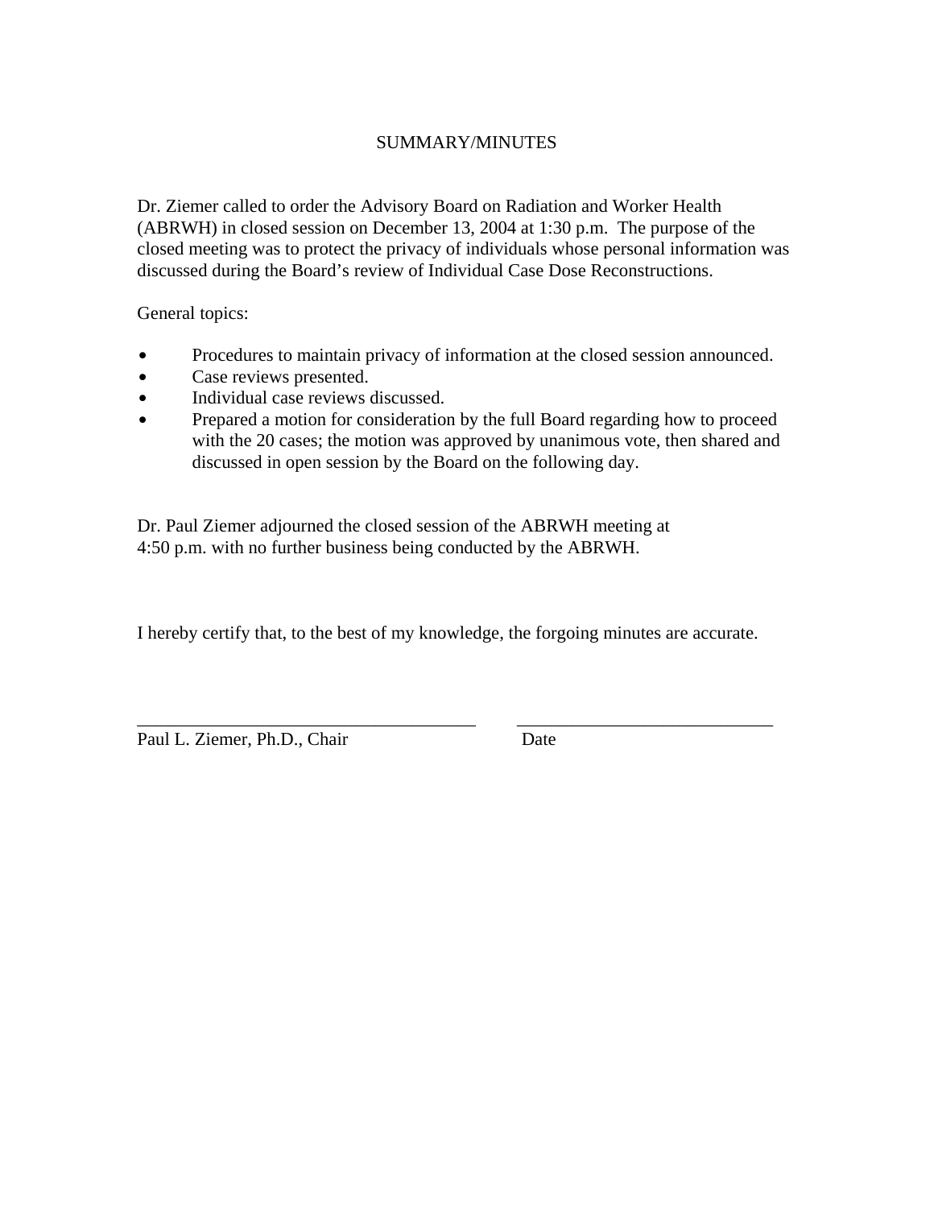# SUMMARY/MINUTES

Dr. Ziemer called to order the Advisory Board on Radiation and Worker Health (ABRWH) in closed session on December 13, 2004 at 1:30 p.m. The purpose of the closed meeting was to protect the privacy of individuals whose personal information was discussed during the Board's review of Individual Case Dose Reconstructions.

General topics:

- Procedures to maintain privacy of information at the closed session announced.
- Case reviews presented.
- Individual case reviews discussed.
- Prepared a motion for consideration by the full Board regarding how to proceed with the 20 cases; the motion was approved by unanimous vote, then shared and discussed in open session by the Board on the following day.

Dr. Paul Ziemer adjourned the closed session of the ABRWH meeting at 4:50 p.m. with no further business being conducted by the ABRWH.

I hereby certify that, to the best of my knowledge, the forgoing minutes are accurate.

_______________________________________ _____________________________

Paul L. Ziemer, Ph.D., Chair Date